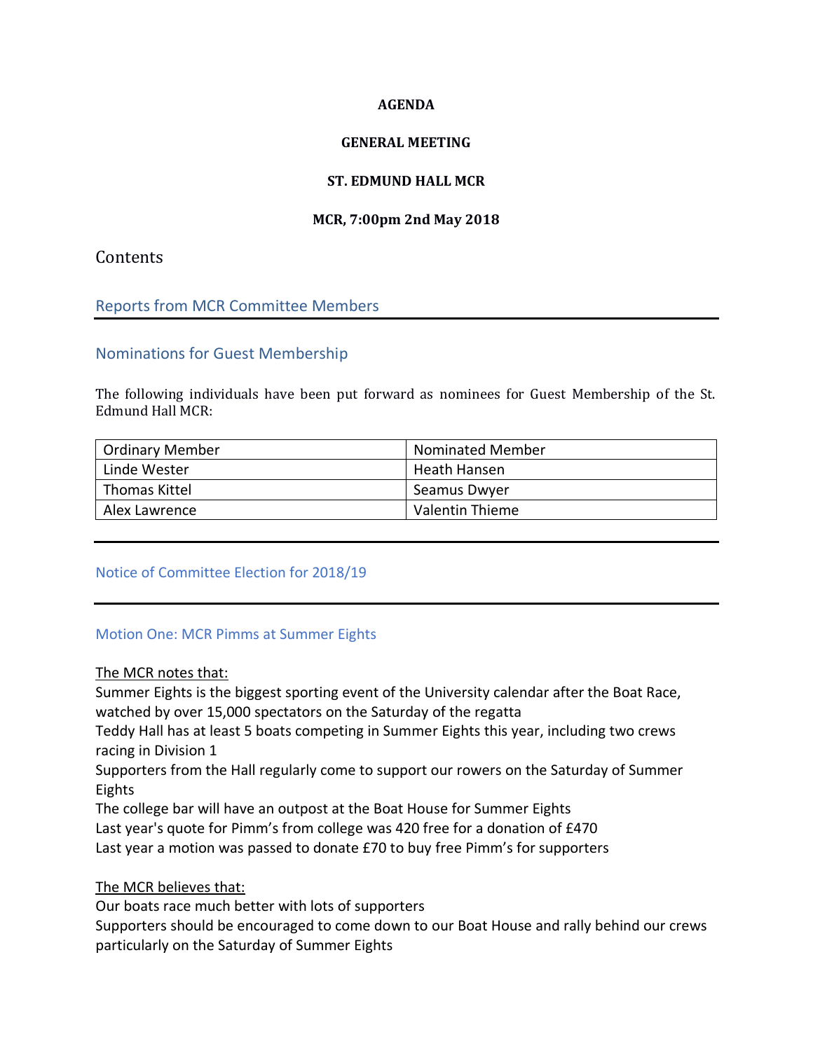**AGENDA**

**GENERAL MEETING**

**ST. EDMUND HALL MCR**

**MCR, 7:00pm 2nd May 2018**

# Contents

## Reports from MCR Committee Members

---

## Nominations for Guest Membership

The following individuals have been put forward as nominees for Guest Membership of the St. Edmund Hall MCR:

| Ordinary Member | Nominated Member |
| --- | --- |
| Linde Wester | Heath Hansen |
| Thomas Kittel | Seamus Dwyer |
| Alex Lawrence | Valentin Thieme |

---

## Notice of Committee Election for 2018/19

---

## Motion One: MCR Pimms at Summer Eights

The MCR notes that:

Summer Eights is the biggest sporting event of the University calendar after the Boat Race, watched by over 15,000 spectators on the Saturday of the regatta

Teddy Hall has at least 5 boats competing in Summer Eights this year, including two crews racing in Division 1

Supporters from the Hall regularly come to support our rowers on the Saturday of Summer Eights

The college bar will have an outpost at the Boat House for Summer Eights

Last year's quote for Pimm's from college was 420 free for a donation of £470

Last year a motion was passed to donate £70 to buy free Pimm's for supporters

The MCR believes that:

Our boats race much better with lots of supporters

Supporters should be encouraged to come down to our Boat House and rally behind our crews particularly on the Saturday of Summer Eights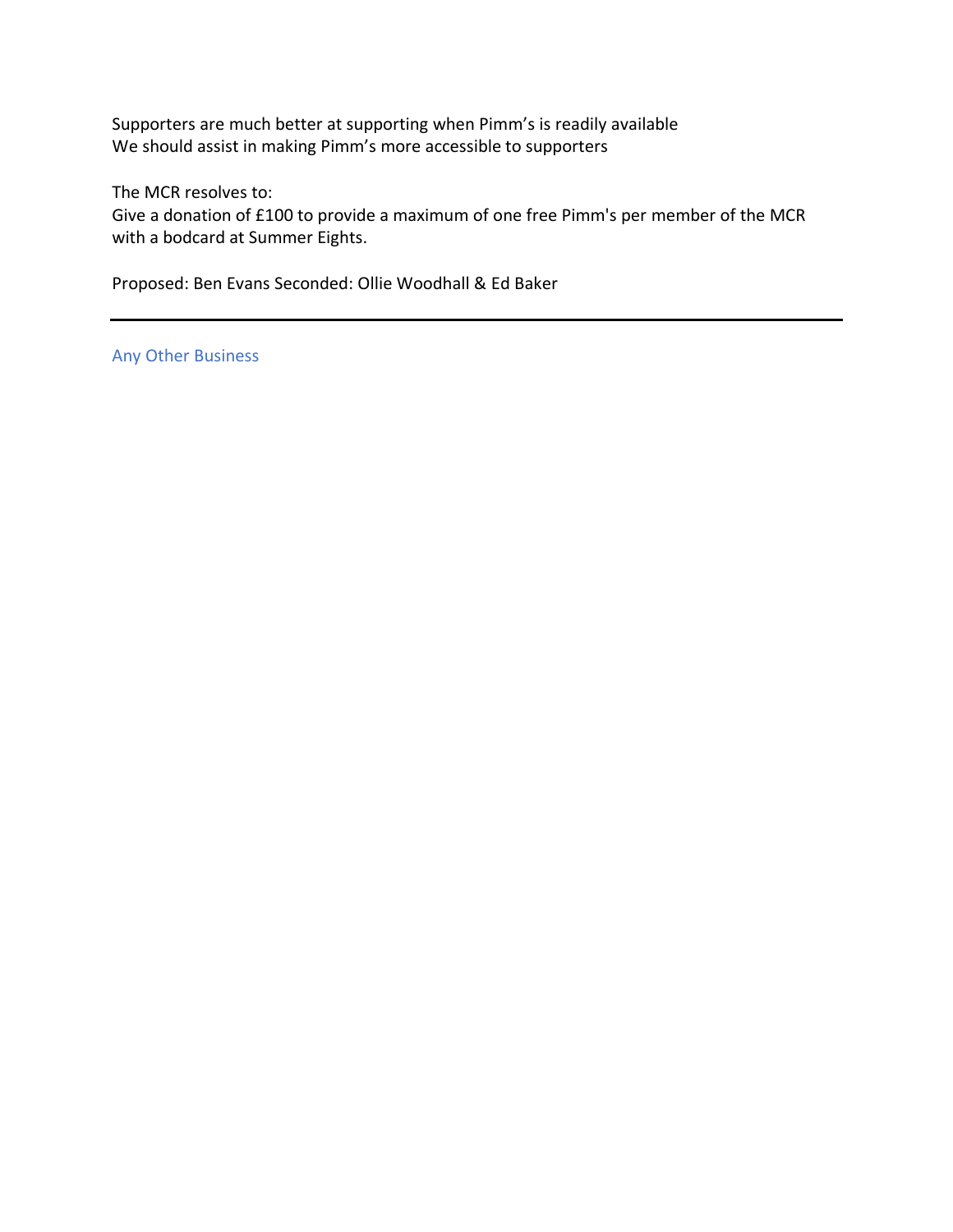Supporters are much better at supporting when Pimm's is readily available
We should assist in making Pimm's more accessible to supporters

The MCR resolves to:
Give a donation of £100 to provide a maximum of one free Pimm's per member of the MCR with a bodcard at Summer Eights.

Proposed: Ben Evans Seconded: Ollie Woodhall & Ed Baker

---

## Any Other Business